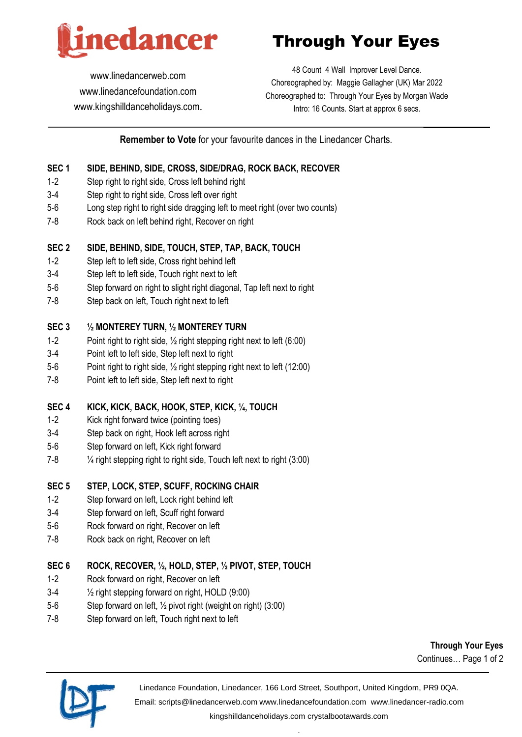Linedancer

www.linedancerweb.com
www.linedancefoundation.com
www.kingshilldanceholidays.com.

# Through Your Eyes

48 Count 4 Wall Improver Level Dance.
Choreographed by: Maggie Gallagher (UK) Mar 2022
Choreographed to: Through Your Eyes by Morgan Wade
Intro: 16 Counts. Start at approx 6 secs.

**Remember to Vote** for your favourite dances in the Linedancer Charts.

**SEC 1 SIDE, BEHIND, SIDE, CROSS, SIDE/DRAG, ROCK BACK, RECOVER**

| | |
|---|---|
| 1-2 | Step right to right side, Cross left behind right |
| 3-4 | Step right to right side, Cross left over right |
| 5-6 | Long step right to right side dragging left to meet right (over two counts) |
| 7-8 | Rock back on left behind right, Recover on right |

**SEC 2 SIDE, BEHIND, SIDE, TOUCH, STEP, TAP, BACK, TOUCH**

| | |
|---|---|
| 1-2 | Step left to left side, Cross right behind left |
| 3-4 | Step left to left side, Touch right next to left |
| 5-6 | Step forward on right to slight right diagonal, Tap left next to right |
| 7-8 | Step back on left, Touch right next to left |

**SEC 3 ½ MONTEREY TURN, ½ MONTEREY TURN**

| | |
|---|---|
| 1-2 | Point right to right side, ½ right stepping right next to left (6:00) |
| 3-4 | Point left to left side, Step left next to right |
| 5-6 | Point right to right side, ½ right stepping right next to left (12:00) |
| 7-8 | Point left to left side, Step left next to right |

**SEC 4 KICK, KICK, BACK, HOOK, STEP, KICK, ¼, TOUCH**

| | |
|---|---|
| 1-2 | Kick right forward twice (pointing toes) |
| 3-4 | Step back on right, Hook left across right |
| 5-6 | Step forward on left, Kick right forward |
| 7-8 | ¼ right stepping right to right side, Touch left next to right (3:00) |

**SEC 5 STEP, LOCK, STEP, SCUFF, ROCKING CHAIR**

| | |
|---|---|
| 1-2 | Step forward on left, Lock right behind left |
| 3-4 | Step forward on left, Scuff right forward |
| 5-6 | Rock forward on right, Recover on left |
| 7-8 | Rock back on right, Recover on left |

**SEC 6 ROCK, RECOVER, ½, HOLD, STEP, ½ PIVOT, STEP, TOUCH**

| | |
|---|---|
| 1-2 | Rock forward on right, Recover on left |
| 3-4 | ½ right stepping forward on right, HOLD (9:00) |
| 5-6 | Step forward on left, ½ pivot right (weight on right) (3:00) |
| 7-8 | Step forward on left, Touch right next to left |

**Through Your Eyes**
Continues…

Linedance Foundation, Linedancer, 166 Lord Street, Southport, United Kingdom, PR9 0QA.
Email: scripts@linedancerweb.com www.linedancefoundation.com www.linedancer-radio.com
kingshilldanceholidays.com crystalbootawards.com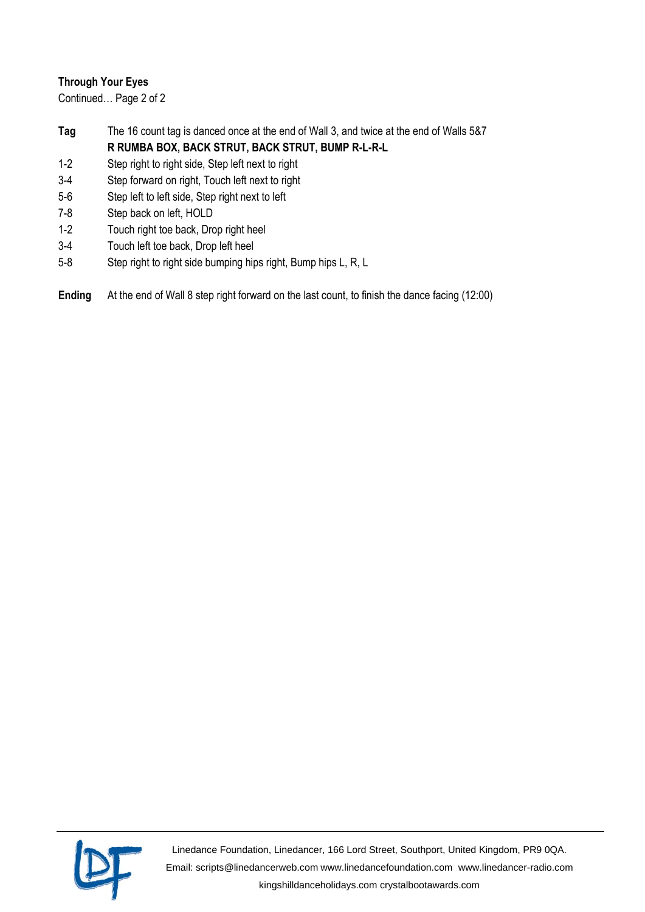**Through Your Eyes**
Continued… Page 2 of 2

**Tag** The 16 count tag is danced once at the end of Wall 3, and twice at the end of Walls 5&7

**R RUMBA BOX, BACK STRUT, BACK STRUT, BUMP R-L-R-L**

| | |
|---|---|
| 1-2 | Step right to right side, Step left next to right |
| 3-4 | Step forward on right, Touch left next to right |
| 5-6 | Step left to left side, Step right next to left |
| 7-8 | Step back on left, HOLD |
| 1-2 | Touch right toe back, Drop right heel |
| 3-4 | Touch left toe back, Drop left heel |
| 5-8 | Step right to right side bumping hips right, Bump hips L, R, L |

**Ending** At the end of Wall 8 step right forward on the last count, to finish the dance facing (12:00)

Linedance Foundation, Linedancer, 166 Lord Street, Southport, United Kingdom, PR9 0QA.
Email: scripts@linedancerweb.com www.linedancefoundation.com www.linedancer-radio.com
kingshilldanceholidays.com crystalbootawards.com